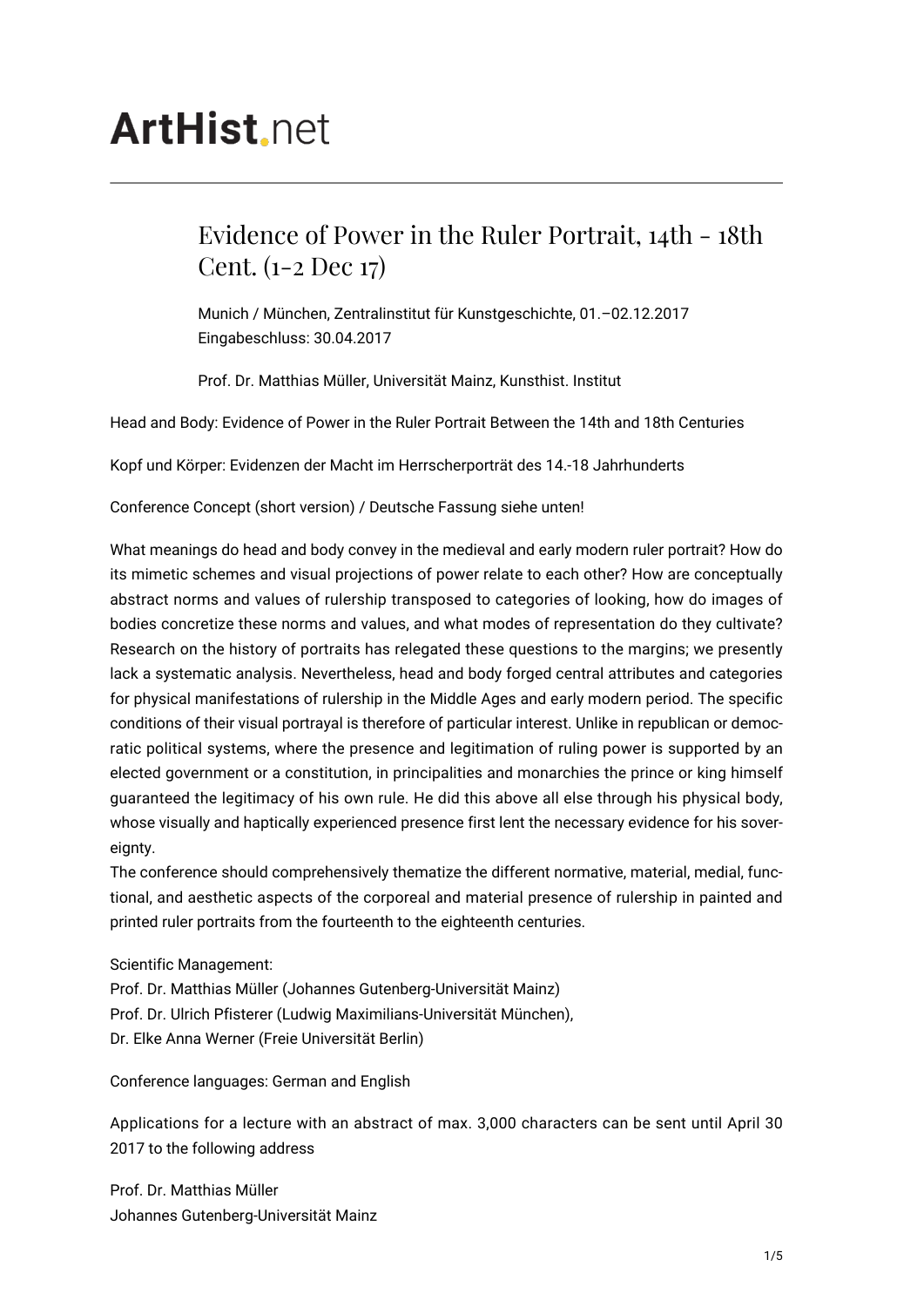# ArtHist.net

## Evidence of Power in the Ruler Portrait, 14th - 18th Cent. (1-2 Dec 17)

Munich / München, Zentralinstitut für Kunstgeschichte, 01.–02.12.2017
Eingabeschluss: 30.04.2017

Prof. Dr. Matthias Müller, Universität Mainz, Kunsthist. Institut

Head and Body: Evidence of Power in the Ruler Portrait Between the 14th and 18th Centuries

Kopf und Körper: Evidenzen der Macht im Herrscherporträt des 14.-18 Jahrhunderts

Conference Concept (short version) / Deutsche Fassung siehe unten!

What meanings do head and body convey in the medieval and early modern ruler portrait? How do its mimetic schemes and visual projections of power relate to each other? How are conceptually abstract norms and values of rulership transposed to categories of looking, how do images of bodies concretize these norms and values, and what modes of representation do they cultivate? Research on the history of portraits has relegated these questions to the margins; we presently lack a systematic analysis. Nevertheless, head and body forged central attributes and categories for physical manifestations of rulership in the Middle Ages and early modern period. The specific conditions of their visual portrayal is therefore of particular interest. Unlike in republican or democratic political systems, where the presence and legitimation of ruling power is supported by an elected government or a constitution, in principalities and monarchies the prince or king himself guaranteed the legitimacy of his own rule. He did this above all else through his physical body, whose visually and haptically experienced presence first lent the necessary evidence for his sovereignty.
The conference should comprehensively thematize the different normative, material, medial, functional, and aesthetic aspects of the corporeal and material presence of rulership in painted and printed ruler portraits from the fourteenth to the eighteenth centuries.

Scientific Management:
Prof. Dr. Matthias Müller (Johannes Gutenberg-Universität Mainz)
Prof. Dr. Ulrich Pfisterer (Ludwig Maximilians-Universität München),
Dr. Elke Anna Werner (Freie Universität Berlin)

Conference languages: German and English

Applications for a lecture with an abstract of max. 3,000 characters can be sent until April 30 2017 to the following address

Prof. Dr. Matthias Müller
Johannes Gutenberg-Universität Mainz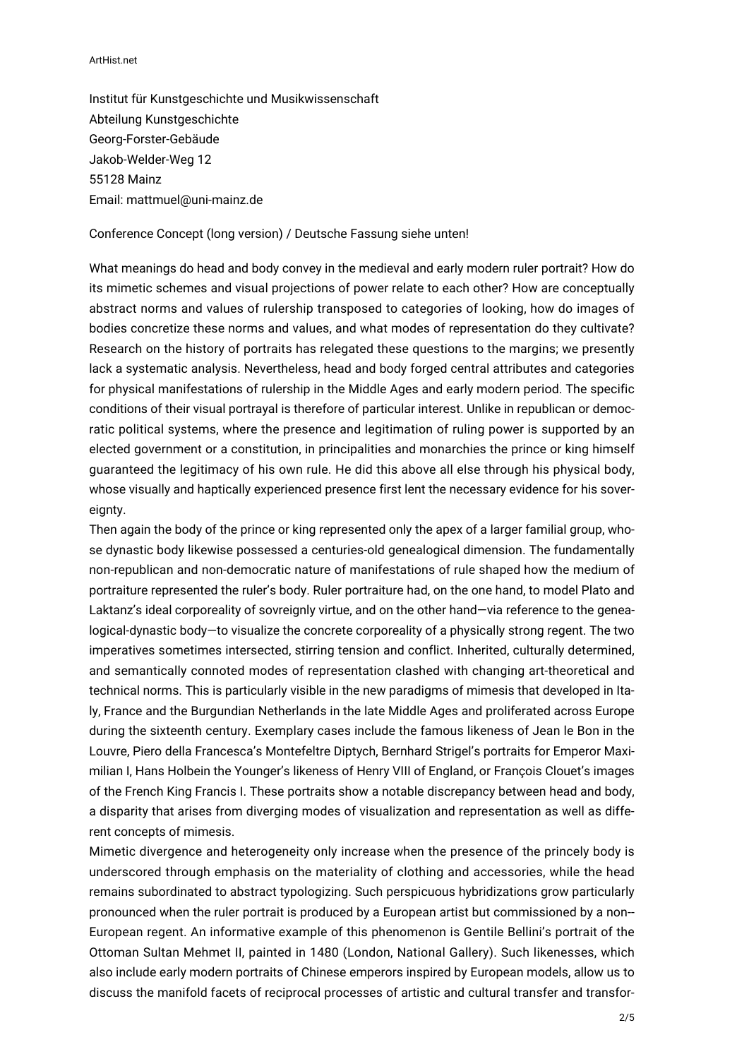Institut für Kunstgeschichte und Musikwissenschaft
Abteilung Kunstgeschichte
Georg-Forster-Gebäude
Jakob-Welder-Weg 12
55128 Mainz
Email: mattmuel@uni-mainz.de

Conference Concept (long version) / Deutsche Fassung siehe unten!

What meanings do head and body convey in the medieval and early modern ruler portrait? How do its mimetic schemes and visual projections of power relate to each other? How are conceptually abstract norms and values of rulership transposed to categories of looking, how do images of bodies concretize these norms and values, and what modes of representation do they cultivate? Research on the history of portraits has relegated these questions to the margins; we presently lack a systematic analysis. Nevertheless, head and body forged central attributes and categories for physical manifestations of rulership in the Middle Ages and early modern period. The specific conditions of their visual portrayal is therefore of particular interest. Unlike in republican or democratic political systems, where the presence and legitimation of ruling power is supported by an elected government or a constitution, in principalities and monarchies the prince or king himself guaranteed the legitimacy of his own rule. He did this above all else through his physical body, whose visually and haptically experienced presence first lent the necessary evidence for his sovereignty.
Then again the body of the prince or king represented only the apex of a larger familial group, whose dynastic body likewise possessed a centuries-old genealogical dimension. The fundamentally non-republican and non-democratic nature of manifestations of rule shaped how the medium of portraiture represented the ruler's body. Ruler portraiture had, on the one hand, to model Plato and Laktanz's ideal corporeality of sovreignly virtue, and on the other hand—via reference to the genealogical-dynastic body—to visualize the concrete corporeality of a physically strong regent. The two imperatives sometimes intersected, stirring tension and conflict. Inherited, culturally determined, and semantically connoted modes of representation clashed with changing art-theoretical and technical norms. This is particularly visible in the new paradigms of mimesis that developed in Italy, France and the Burgundian Netherlands in the late Middle Ages and proliferated across Europe during the sixteenth century. Exemplary cases include the famous likeness of Jean le Bon in the Louvre, Piero della Francesca's Montefeltre Diptych, Bernhard Strigel's portraits for Emperor Maximilian I, Hans Holbein the Younger's likeness of Henry VIII of England, or François Clouet's images of the French King Francis I. These portraits show a notable discrepancy between head and body, a disparity that arises from diverging modes of visualization and representation as well as different concepts of mimesis.
Mimetic divergence and heterogeneity only increase when the presence of the princely body is underscored through emphasis on the materiality of clothing and accessories, while the head remains subordinated to abstract typologizing. Such perspicuous hybridizations grow particularly pronounced when the ruler portrait is produced by a European artist but commissioned by a non-European regent. An informative example of this phenomenon is Gentile Bellini's portrait of the Ottoman Sultan Mehmet II, painted in 1480 (London, National Gallery). Such likenesses, which also include early modern portraits of Chinese emperors inspired by European models, allow us to discuss the manifold facets of reciprocal processes of artistic and cultural transfer and transfor-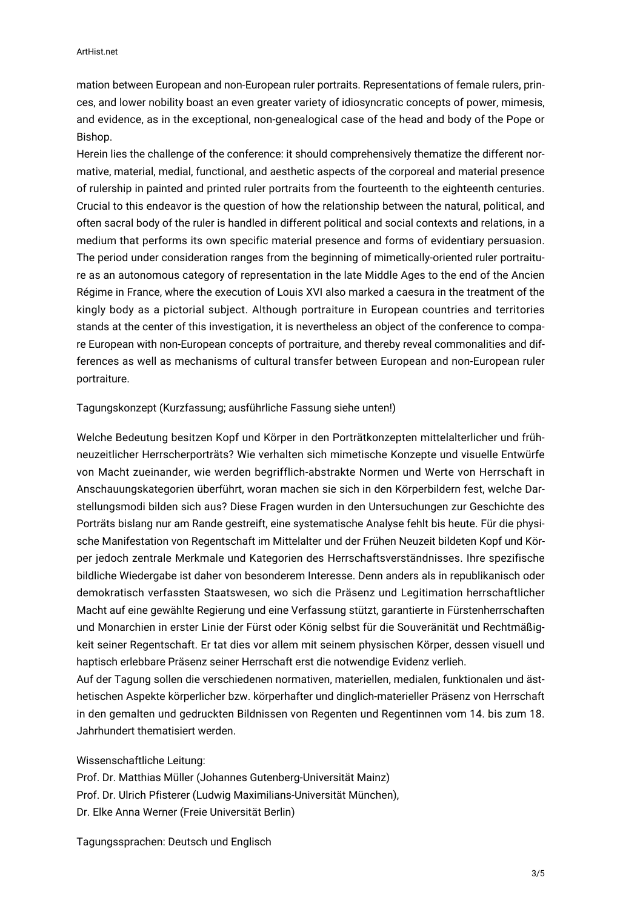mation between European and non-European ruler portraits. Representations of female rulers, princes, and lower nobility boast an even greater variety of idiosyncratic concepts of power, mimesis, and evidence, as in the exceptional, non-genealogical case of the head and body of the Pope or Bishop.

Herein lies the challenge of the conference: it should comprehensively thematize the different normative, material, medial, functional, and aesthetic aspects of the corporeal and material presence of rulership in painted and printed ruler portraits from the fourteenth to the eighteenth centuries. Crucial to this endeavor is the question of how the relationship between the natural, political, and often sacral body of the ruler is handled in different political and social contexts and relations, in a medium that performs its own specific material presence and forms of evidentiary persuasion. The period under consideration ranges from the beginning of mimetically-oriented ruler portraiture as an autonomous category of representation in the late Middle Ages to the end of the Ancien Régime in France, where the execution of Louis XVI also marked a caesura in the treatment of the kingly body as a pictorial subject. Although portraiture in European countries and territories stands at the center of this investigation, it is nevertheless an object of the conference to compare European with non-European concepts of portraiture, and thereby reveal commonalities and differences as well as mechanisms of cultural transfer between European and non-European ruler portraiture.

Tagungskonzept (Kurzfassung; ausführliche Fassung siehe unten!)

Welche Bedeutung besitzen Kopf und Körper in den Porträtkonzepten mittelalterlicher und frühneuzeitlicher Herrscherporträts? Wie verhalten sich mimetische Konzepte und visuelle Entwürfe von Macht zueinander, wie werden begrifflich-abstrakte Normen und Werte von Herrschaft in Anschauungskategorien überführt, woran machen sie sich in den Körperbildern fest, welche Darstellungsmodi bilden sich aus? Diese Fragen wurden in den Untersuchungen zur Geschichte des Porträts bislang nur am Rande gestreift, eine systematische Analyse fehlt bis heute. Für die physische Manifestation von Regentschaft im Mittelalter und der Frühen Neuzeit bildeten Kopf und Körper jedoch zentrale Merkmale und Kategorien des Herrschaftsverständnisses. Ihre spezifische bildliche Wiedergabe ist daher von besonderem Interesse. Denn anders als in republikanisch oder demokratisch verfassten Staatswesen, wo sich die Präsenz und Legitimation herrschaftlicher Macht auf eine gewählte Regierung und eine Verfassung stützt, garantierte in Fürstenherrschaften und Monarchien in erster Linie der Fürst oder König selbst für die Souveränität und Rechtmäßigkeit seiner Regentschaft. Er tat dies vor allem mit seinem physischen Körper, dessen visuell und haptisch erlebbare Präsenz seiner Herrschaft erst die notwendige Evidenz verlieh.

Auf der Tagung sollen die verschiedenen normativen, materiellen, medialen, funktionalen und ästhetischen Aspekte körperlicher bzw. körperhafter und dinglich-materieller Präsenz von Herrschaft in den gemalten und gedruckten Bildnissen von Regenten und Regentinnen vom 14. bis zum 18. Jahrhundert thematisiert werden.

Wissenschaftliche Leitung:
Prof. Dr. Matthias Müller (Johannes Gutenberg-Universität Mainz)
Prof. Dr. Ulrich Pfisterer (Ludwig Maximilians-Universität München),
Dr. Elke Anna Werner (Freie Universität Berlin)

Tagungssprachen: Deutsch und Englisch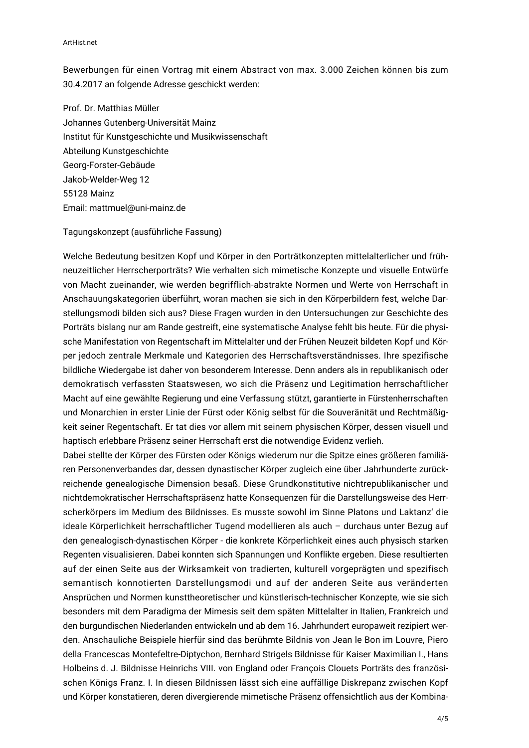Bewerbungen für einen Vortrag mit einem Abstract von max. 3.000 Zeichen können bis zum 30.4.2017 an folgende Adresse geschickt werden:

Prof. Dr. Matthias Müller
Johannes Gutenberg-Universität Mainz
Institut für Kunstgeschichte und Musikwissenschaft
Abteilung Kunstgeschichte
Georg-Forster-Gebäude
Jakob-Welder-Weg 12
55128 Mainz
Email: mattmuel@uni-mainz.de

Tagungskonzept (ausführliche Fassung)

Welche Bedeutung besitzen Kopf und Körper in den Porträtkonzepten mittelalterlicher und frühneuzeitlicher Herrscherporträts? Wie verhalten sich mimetische Konzepte und visuelle Entwürfe von Macht zueinander, wie werden begrifflich-abstrakte Normen und Werte von Herrschaft in Anschauungskategorien überführt, woran machen sie sich in den Körperbildern fest, welche Darstellungsmodi bilden sich aus? Diese Fragen wurden in den Untersuchungen zur Geschichte des Porträts bislang nur am Rande gestreift, eine systematische Analyse fehlt bis heute. Für die physische Manifestation von Regentschaft im Mittelalter und der Frühen Neuzeit bildeten Kopf und Körper jedoch zentrale Merkmale und Kategorien des Herrschaftsverständnisses. Ihre spezifische bildliche Wiedergabe ist daher von besonderem Interesse. Denn anders als in republikanisch oder demokratisch verfassten Staatswesen, wo sich die Präsenz und Legitimation herrschaftlicher Macht auf eine gewählte Regierung und eine Verfassung stützt, garantierte in Fürstenherrschaften und Monarchien in erster Linie der Fürst oder König selbst für die Souveränität und Rechtmäßigkeit seiner Regentschaft. Er tat dies vor allem mit seinem physischen Körper, dessen visuell und haptisch erlebbare Präsenz seiner Herrschaft erst die notwendige Evidenz verlieh.
Dabei stellte der Körper des Fürsten oder Königs wiederum nur die Spitze eines größeren familiären Personenverbandes dar, dessen dynastischer Körper zugleich eine über Jahrhunderte zurückreichende genealogische Dimension besaß. Diese Grundkonstitutive nichtrepublikanischer und nichtdemokratischer Herrschaftspräsenz hatte Konsequenzen für die Darstellungsweise des Herrscherkörpers im Medium des Bildnisses. Es musste sowohl im Sinne Platons und Laktanz' die ideale Körperlichkeit herrschaftlicher Tugend modellieren als auch – durchaus unter Bezug auf den genealogisch-dynastischen Körper - die konkrete Körperlichkeit eines auch physisch starken Regenten visualisieren. Dabei konnten sich Spannungen und Konflikte ergeben. Diese resultierten auf der einen Seite aus der Wirksamkeit von tradierten, kulturell vorgeprägten und spezifisch semantisch konnotierten Darstellungsmodi und auf der anderen Seite aus veränderten Ansprüchen und Normen kunsttheoretischer und künstlerisch-technischer Konzepte, wie sie sich besonders mit dem Paradigma der Mimesis seit dem späten Mittelalter in Italien, Frankreich und den burgundischen Niederlanden entwickeln und ab dem 16. Jahrhundert europaweit rezipiert werden. Anschauliche Beispiele hierfür sind das berühmte Bildnis von Jean le Bon im Louvre, Piero della Francescas Montefeltre-Diptychon, Bernhard Strigels Bildnisse für Kaiser Maximilian I., Hans Holbeins d. J. Bildnisse Heinrichs VIII. von England oder François Clouets Porträts des französischen Königs Franz. I. In diesen Bildnissen lässt sich eine auffällige Diskrepanz zwischen Kopf und Körper konstatieren, deren divergierende mimetische Präsenz offensichtlich aus der Kombina-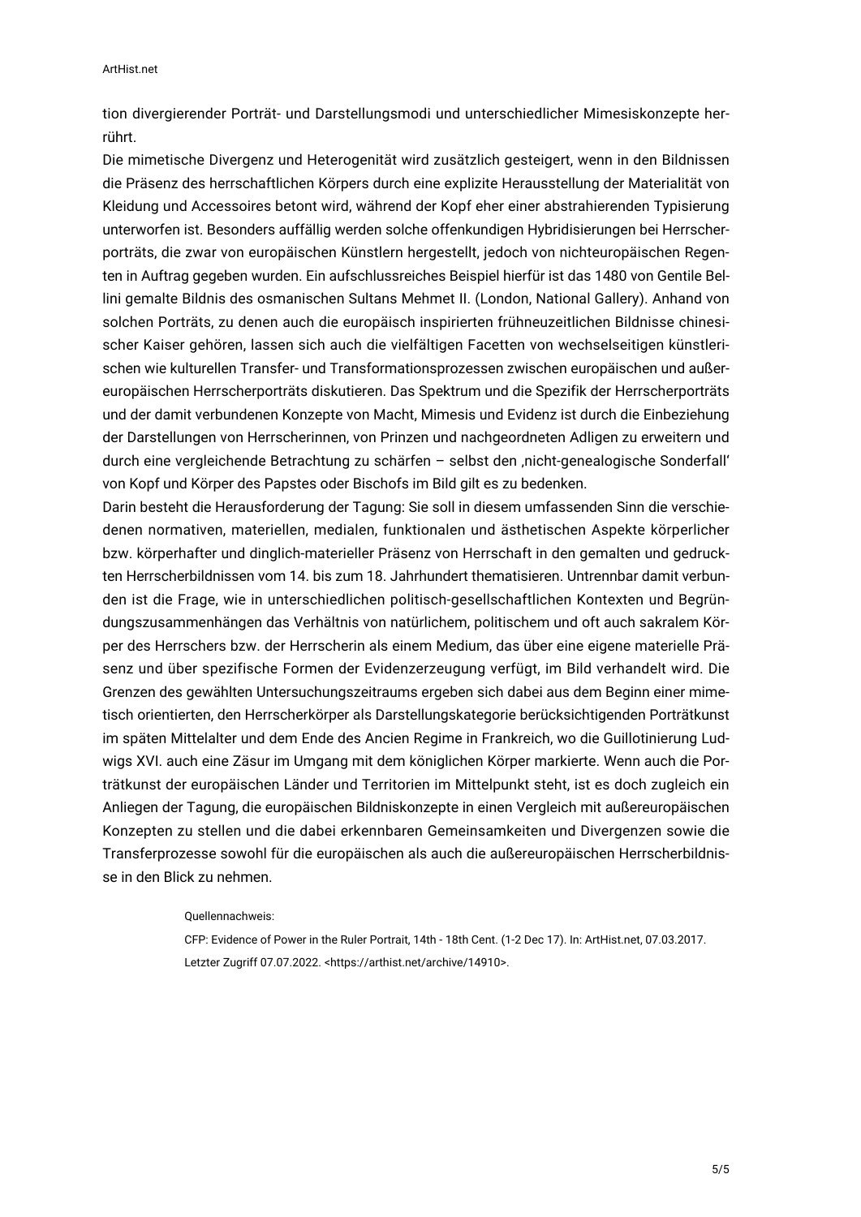tion divergierender Porträt- und Darstellungsmodi und unterschiedlicher Mimesiskonzepte herrührt.

Die mimetische Divergenz und Heterogenität wird zusätzlich gesteigert, wenn in den Bildnissen die Präsenz des herrschaftlichen Körpers durch eine explizite Herausstellung der Materialität von Kleidung und Accessoires betont wird, während der Kopf eher einer abstrahierenden Typisierung unterworfen ist. Besonders auffällig werden solche offenkundigen Hybridisierungen bei Herrscherporträts, die zwar von europäischen Künstlern hergestellt, jedoch von nichteuropäischen Regenten in Auftrag gegeben wurden. Ein aufschlussreiches Beispiel hierfür ist das 1480 von Gentile Bellini gemalte Bildnis des osmanischen Sultans Mehmet II. (London, National Gallery). Anhand von solchen Porträts, zu denen auch die europäisch inspirierten frühneuzeitlichen Bildnisse chinesischer Kaiser gehören, lassen sich auch die vielfältigen Facetten von wechselseitigen künstlerischen wie kulturellen Transfer- und Transformationsprozessen zwischen europäischen und außereuropäischen Herrscherporträts diskutieren. Das Spektrum und die Spezifik der Herrscherporträts und der damit verbundenen Konzepte von Macht, Mimesis und Evidenz ist durch die Einbeziehung der Darstellungen von Herrscherinnen, von Prinzen und nachgeordneten Adligen zu erweitern und durch eine vergleichende Betrachtung zu schärfen – selbst den ‚nicht-genealogische Sonderfall' von Kopf und Körper des Papstes oder Bischofs im Bild gilt es zu bedenken.

Darin besteht die Herausforderung der Tagung: Sie soll in diesem umfassenden Sinn die verschiedenen normativen, materiellen, medialen, funktionalen und ästhetischen Aspekte körperlicher bzw. körperhafter und dinglich-materieller Präsenz von Herrschaft in den gemalten und gedruckten Herrscherbildnissen vom 14. bis zum 18. Jahrhundert thematisieren. Untrennbar damit verbunden ist die Frage, wie in unterschiedlichen politisch-gesellschaftlichen Kontexten und Begründungszusammenhängen das Verhältnis von natürlichem, politischem und oft auch sakralem Körper des Herrschers bzw. der Herrscherin als einem Medium, das über eine eigene materielle Präsenz und über spezifische Formen der Evidenzerzeugung verfügt, im Bild verhandelt wird. Die Grenzen des gewählten Untersuchungszeitraums ergeben sich dabei aus dem Beginn einer mimetisch orientierten, den Herrscherkörper als Darstellungskategorie berücksichtigenden Porträtkunst im späten Mittelalter und dem Ende des Ancien Regime in Frankreich, wo die Guillotinierung Ludwigs XVI. auch eine Zäsur im Umgang mit dem königlichen Körper markierte. Wenn auch die Porträtkunst der europäischen Länder und Territorien im Mittelpunkt steht, ist es doch zugleich ein Anliegen der Tagung, die europäischen Bildniskonzepte in einen Vergleich mit außereuropäischen Konzepten zu stellen und die dabei erkennbaren Gemeinsamkeiten und Divergenzen sowie die Transferprozesse sowohl für die europäischen als auch die außereuropäischen Herrscherbildnisse in den Blick zu nehmen.

Quellennachweis:

CFP: Evidence of Power in the Ruler Portrait, 14th - 18th Cent. (1-2 Dec 17). In: ArtHist.net, 07.03.2017. Letzter Zugriff 07.07.2022. <https://arthist.net/archive/14910>.